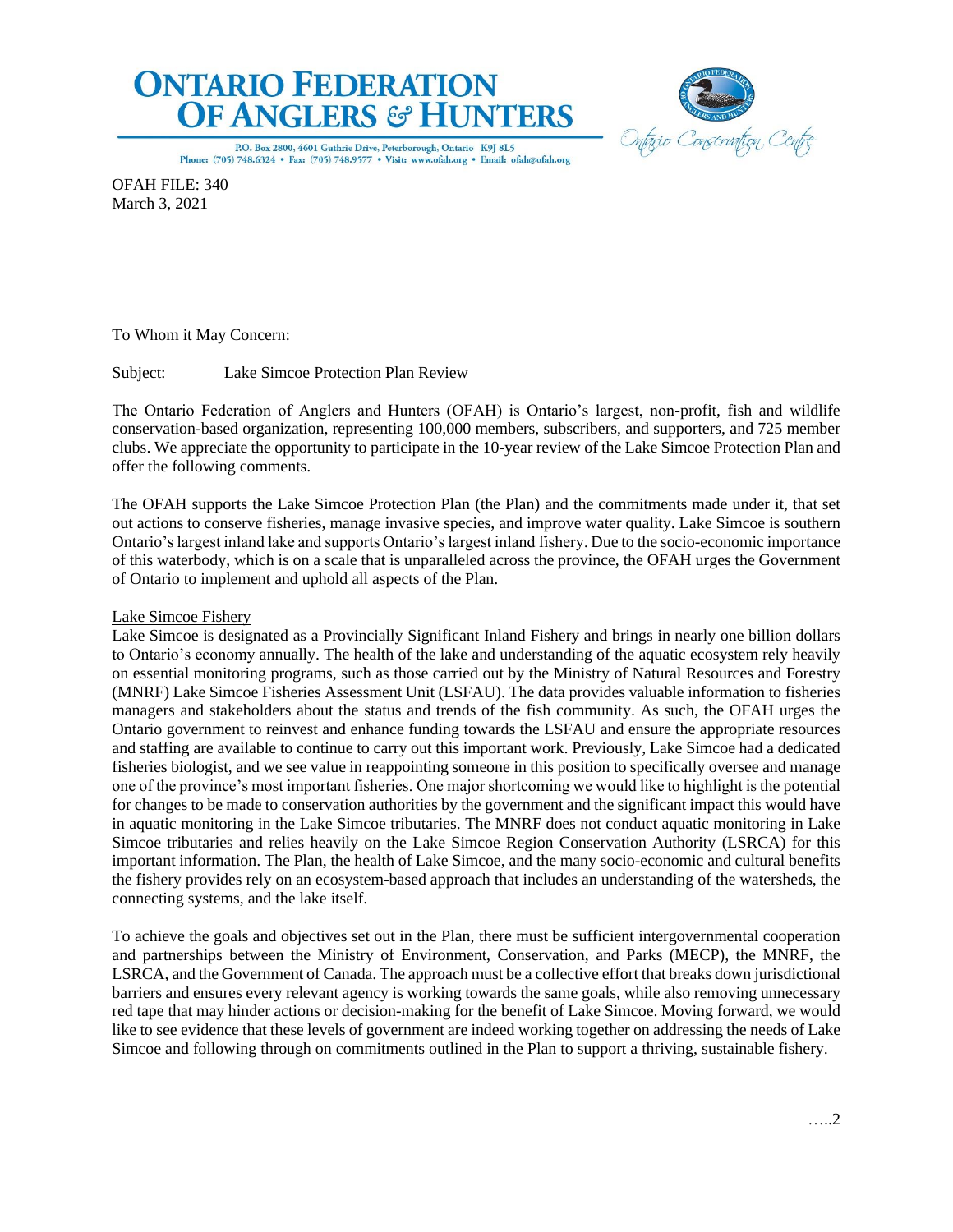# ONTARIO FEDERATION OF ANGLERS & HUNTERS

P.O. Box 2800, 4601 Guthrie Drive, Peterborough, Ontario K9J 8L5
Phone: (705) 748.6324 • Fax: (705) 748.9577 • Visit: www.ofah.org • Email: ofah@ofah.org

Ontario Conservation Centre

OFAH FILE: 340
March 3, 2021

To Whom it May Concern:

Subject: Lake Simcoe Protection Plan Review

The Ontario Federation of Anglers and Hunters (OFAH) is Ontario's largest, non-profit, fish and wildlife conservation-based organization, representing 100,000 members, subscribers, and supporters, and 725 member clubs. We appreciate the opportunity to participate in the 10-year review of the Lake Simcoe Protection Plan and offer the following comments.

The OFAH supports the Lake Simcoe Protection Plan (the Plan) and the commitments made under it, that set out actions to conserve fisheries, manage invasive species, and improve water quality. Lake Simcoe is southern Ontario's largest inland lake and supports Ontario's largest inland fishery. Due to the socio-economic importance of this waterbody, which is on a scale that is unparalleled across the province, the OFAH urges the Government of Ontario to implement and uphold all aspects of the Plan.

## Lake Simcoe Fishery

Lake Simcoe is designated as a Provincially Significant Inland Fishery and brings in nearly one billion dollars to Ontario's economy annually. The health of the lake and understanding of the aquatic ecosystem rely heavily on essential monitoring programs, such as those carried out by the Ministry of Natural Resources and Forestry (MNRF) Lake Simcoe Fisheries Assessment Unit (LSFAU). The data provides valuable information to fisheries managers and stakeholders about the status and trends of the fish community. As such, the OFAH urges the Ontario government to reinvest and enhance funding towards the LSFAU and ensure the appropriate resources and staffing are available to continue to carry out this important work. Previously, Lake Simcoe had a dedicated fisheries biologist, and we see value in reappointing someone in this position to specifically oversee and manage one of the province's most important fisheries. One major shortcoming we would like to highlight is the potential for changes to be made to conservation authorities by the government and the significant impact this would have in aquatic monitoring in the Lake Simcoe tributaries. The MNRF does not conduct aquatic monitoring in Lake Simcoe tributaries and relies heavily on the Lake Simcoe Region Conservation Authority (LSRCA) for this important information. The Plan, the health of Lake Simcoe, and the many socio-economic and cultural benefits the fishery provides rely on an ecosystem-based approach that includes an understanding of the watersheds, the connecting systems, and the lake itself.

To achieve the goals and objectives set out in the Plan, there must be sufficient intergovernmental cooperation and partnerships between the Ministry of Environment, Conservation, and Parks (MECP), the MNRF, the LSRCA, and the Government of Canada. The approach must be a collective effort that breaks down jurisdictional barriers and ensures every relevant agency is working towards the same goals, while also removing unnecessary red tape that may hinder actions or decision-making for the benefit of Lake Simcoe. Moving forward, we would like to see evidence that these levels of government are indeed working together on addressing the needs of Lake Simcoe and following through on commitments outlined in the Plan to support a thriving, sustainable fishery.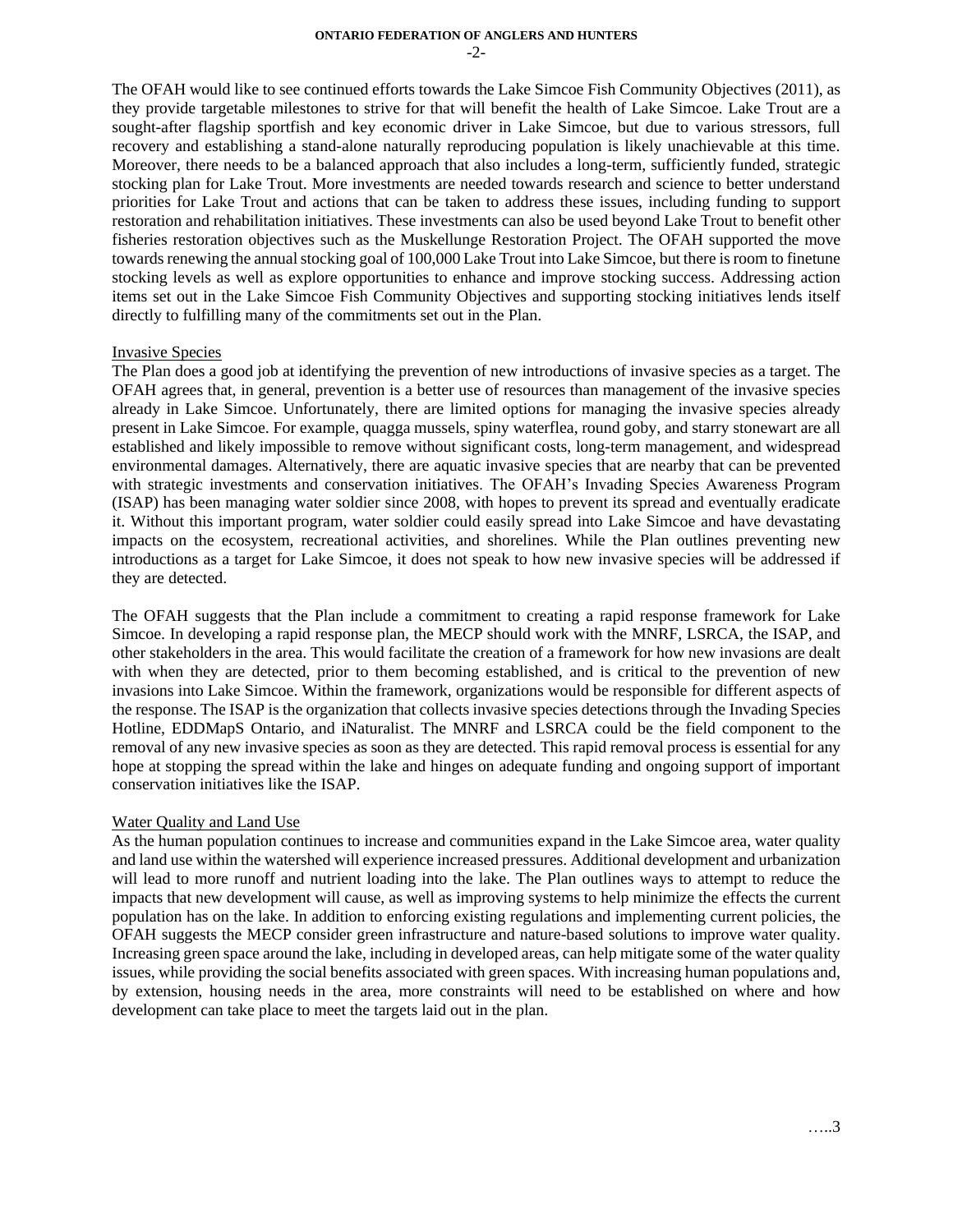The OFAH would like to see continued efforts towards the Lake Simcoe Fish Community Objectives (2011), as they provide targetable milestones to strive for that will benefit the health of Lake Simcoe. Lake Trout are a sought-after flagship sportfish and key economic driver in Lake Simcoe, but due to various stressors, full recovery and establishing a stand-alone naturally reproducing population is likely unachievable at this time. Moreover, there needs to be a balanced approach that also includes a long-term, sufficiently funded, strategic stocking plan for Lake Trout. More investments are needed towards research and science to better understand priorities for Lake Trout and actions that can be taken to address these issues, including funding to support restoration and rehabilitation initiatives. These investments can also be used beyond Lake Trout to benefit other fisheries restoration objectives such as the Muskellunge Restoration Project. The OFAH supported the move towards renewing the annual stocking goal of 100,000 Lake Trout into Lake Simcoe, but there is room to finetune stocking levels as well as explore opportunities to enhance and improve stocking success. Addressing action items set out in the Lake Simcoe Fish Community Objectives and supporting stocking initiatives lends itself directly to fulfilling many of the commitments set out in the Plan.

## Invasive Species

The Plan does a good job at identifying the prevention of new introductions of invasive species as a target. The OFAH agrees that, in general, prevention is a better use of resources than management of the invasive species already in Lake Simcoe. Unfortunately, there are limited options for managing the invasive species already present in Lake Simcoe. For example, quagga mussels, spiny waterflea, round goby, and starry stonewart are all established and likely impossible to remove without significant costs, long-term management, and widespread environmental damages. Alternatively, there are aquatic invasive species that are nearby that can be prevented with strategic investments and conservation initiatives. The OFAH's Invading Species Awareness Program (ISAP) has been managing water soldier since 2008, with hopes to prevent its spread and eventually eradicate it. Without this important program, water soldier could easily spread into Lake Simcoe and have devastating impacts on the ecosystem, recreational activities, and shorelines. While the Plan outlines preventing new introductions as a target for Lake Simcoe, it does not speak to how new invasive species will be addressed if they are detected.

The OFAH suggests that the Plan include a commitment to creating a rapid response framework for Lake Simcoe. In developing a rapid response plan, the MECP should work with the MNRF, LSRCA, the ISAP, and other stakeholders in the area. This would facilitate the creation of a framework for how new invasions are dealt with when they are detected, prior to them becoming established, and is critical to the prevention of new invasions into Lake Simcoe. Within the framework, organizations would be responsible for different aspects of the response. The ISAP is the organization that collects invasive species detections through the Invading Species Hotline, EDDMapS Ontario, and iNaturalist. The MNRF and LSRCA could be the field component to the removal of any new invasive species as soon as they are detected. This rapid removal process is essential for any hope at stopping the spread within the lake and hinges on adequate funding and ongoing support of important conservation initiatives like the ISAP.

## Water Quality and Land Use

As the human population continues to increase and communities expand in the Lake Simcoe area, water quality and land use within the watershed will experience increased pressures. Additional development and urbanization will lead to more runoff and nutrient loading into the lake. The Plan outlines ways to attempt to reduce the impacts that new development will cause, as well as improving systems to help minimize the effects the current population has on the lake. In addition to enforcing existing regulations and implementing current policies, the OFAH suggests the MECP consider green infrastructure and nature-based solutions to improve water quality. Increasing green space around the lake, including in developed areas, can help mitigate some of the water quality issues, while providing the social benefits associated with green spaces. With increasing human populations and, by extension, housing needs in the area, more constraints will need to be established on where and how development can take place to meet the targets laid out in the plan.

…..3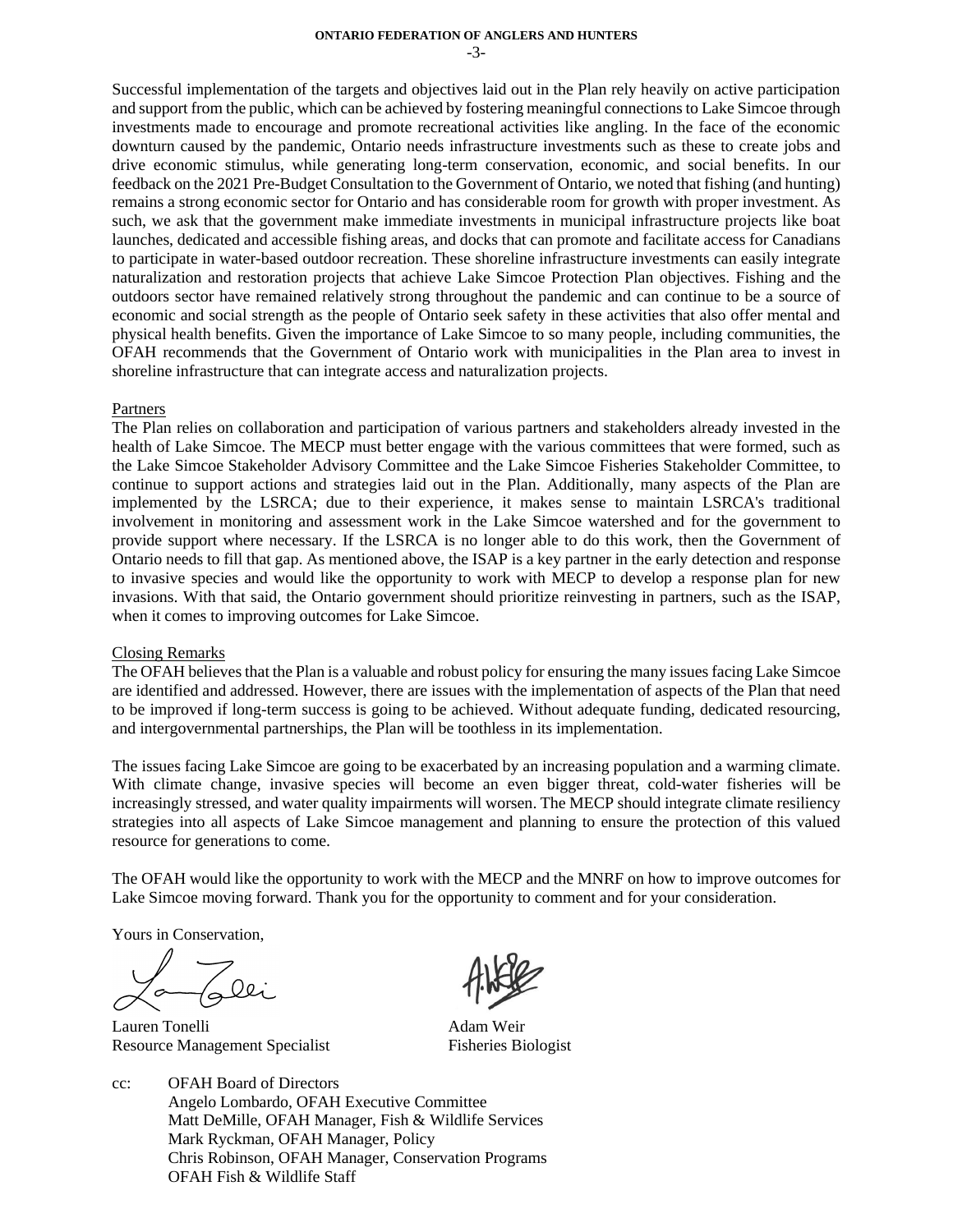Successful implementation of the targets and objectives laid out in the Plan rely heavily on active participation and support from the public, which can be achieved by fostering meaningful connections to Lake Simcoe through investments made to encourage and promote recreational activities like angling. In the face of the economic downturn caused by the pandemic, Ontario needs infrastructure investments such as these to create jobs and drive economic stimulus, while generating long-term conservation, economic, and social benefits. In our feedback on the 2021 Pre-Budget Consultation to the Government of Ontario, we noted that fishing (and hunting) remains a strong economic sector for Ontario and has considerable room for growth with proper investment. As such, we ask that the government make immediate investments in municipal infrastructure projects like boat launches, dedicated and accessible fishing areas, and docks that can promote and facilitate access for Canadians to participate in water-based outdoor recreation. These shoreline infrastructure investments can easily integrate naturalization and restoration projects that achieve Lake Simcoe Protection Plan objectives. Fishing and the outdoors sector have remained relatively strong throughout the pandemic and can continue to be a source of economic and social strength as the people of Ontario seek safety in these activities that also offer mental and physical health benefits. Given the importance of Lake Simcoe to so many people, including communities, the OFAH recommends that the Government of Ontario work with municipalities in the Plan area to invest in shoreline infrastructure that can integrate access and naturalization projects.

<u>Partners</u>

The Plan relies on collaboration and participation of various partners and stakeholders already invested in the health of Lake Simcoe. The MECP must better engage with the various committees that were formed, such as the Lake Simcoe Stakeholder Advisory Committee and the Lake Simcoe Fisheries Stakeholder Committee, to continue to support actions and strategies laid out in the Plan. Additionally, many aspects of the Plan are implemented by the LSRCA; due to their experience, it makes sense to maintain LSRCA's traditional involvement in monitoring and assessment work in the Lake Simcoe watershed and for the government to provide support where necessary. If the LSRCA is no longer able to do this work, then the Government of Ontario needs to fill that gap. As mentioned above, the ISAP is a key partner in the early detection and response to invasive species and would like the opportunity to work with MECP to develop a response plan for new invasions. With that said, the Ontario government should prioritize reinvesting in partners, such as the ISAP, when it comes to improving outcomes for Lake Simcoe.

<u>Closing Remarks</u>

The OFAH believes that the Plan is a valuable and robust policy for ensuring the many issues facing Lake Simcoe are identified and addressed. However, there are issues with the implementation of aspects of the Plan that need to be improved if long-term success is going to be achieved. Without adequate funding, dedicated resourcing, and intergovernmental partnerships, the Plan will be toothless in its implementation.

The issues facing Lake Simcoe are going to be exacerbated by an increasing population and a warming climate. With climate change, invasive species will become an even bigger threat, cold-water fisheries will be increasingly stressed, and water quality impairments will worsen. The MECP should integrate climate resiliency strategies into all aspects of Lake Simcoe management and planning to ensure the protection of this valued resource for generations to come.

The OFAH would like the opportunity to work with the MECP and the MNRF on how to improve outcomes for Lake Simcoe moving forward. Thank you for the opportunity to comment and for your consideration.

Yours in Conservation,

Lauren Tonelli
Resource Management Specialist

Adam Weir
Fisheries Biologist

cc: OFAH Board of Directors
Angelo Lombardo, OFAH Executive Committee
Matt DeMille, OFAH Manager, Fish & Wildlife Services
Mark Ryckman, OFAH Manager, Policy
Chris Robinson, OFAH Manager, Conservation Programs
OFAH Fish & Wildlife Staff